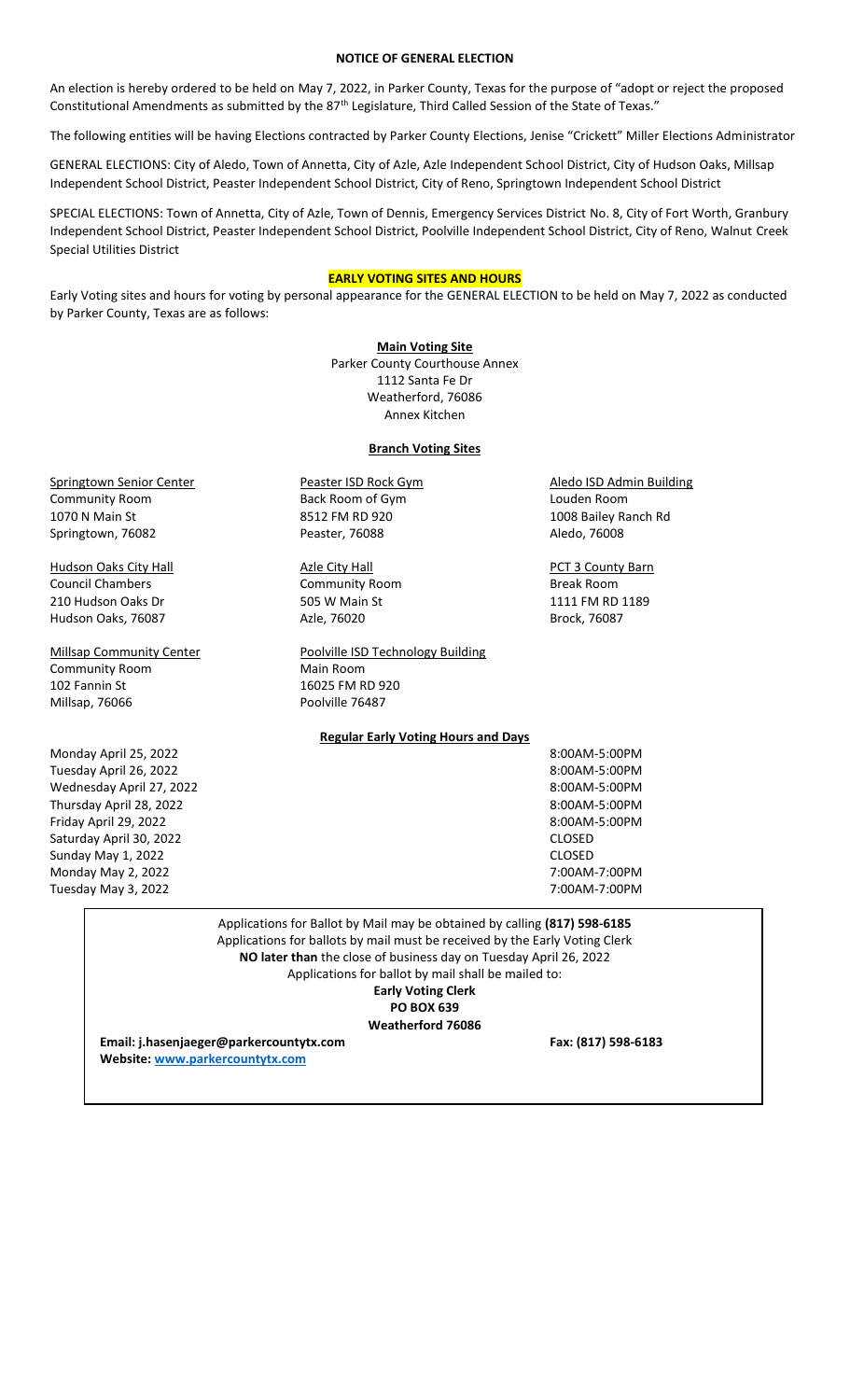# NOTICE OF GENERAL ELECTION

An election is hereby ordered to be held on May 7, 2022, in Parker County, Texas for the purpose of "adopt or reject the proposed Constitutional Amendments as submitted by the 87th Legislature, Third Called Session of the State of Texas."

The following entities will be having Elections contracted by Parker County Elections, Jenise "Crickett" Miller Elections Administrator

GENERAL ELECTIONS: City of Aledo, Town of Annetta, City of Azle, Azle Independent School District, City of Hudson Oaks, Millsap Independent School District, Peaster Independent School District, City of Reno, Springtown Independent School District

SPECIAL ELECTIONS: Town of Annetta, City of Azle, Town of Dennis, Emergency Services District No. 8, City of Fort Worth, Granbury Independent School District, Peaster Independent School District, Poolville Independent School District, City of Reno, Walnut Creek Special Utilities District

## EARLY VOTING SITES AND HOURS

Early Voting sites and hours for voting by personal appearance for the GENERAL ELECTION to be held on May 7, 2022 as conducted by Parker County, Texas are as follows:

### Main Voting Site

Parker County Courthouse Annex
1112 Santa Fe Dr
Weatherford, 76086
Annex Kitchen

### Branch Voting Sites

Springtown Senior Center
Community Room
1070 N Main St
Springtown, 76082

Peaster ISD Rock Gym
Back Room of Gym
8512 FM RD 920
Peaster, 76088

Aledo ISD Admin Building
Louden Room
1008 Bailey Ranch Rd
Aledo, 76008

Hudson Oaks City Hall
Council Chambers
210 Hudson Oaks Dr
Hudson Oaks, 76087

Azle City Hall
Community Room
505 W Main St
Azle, 76020

PCT 3 County Barn
Break Room
1111 FM RD 1189
Brock, 76087

Millsap Community Center
Community Room
102 Fannin St
Millsap, 76066

Poolville ISD Technology Building
Main Room
16025 FM RD 920
Poolville 76487

### Regular Early Voting Hours and Days

| Day | Hours |
|---|---|
| Monday April 25, 2022 | 8:00AM-5:00PM |
| Tuesday April 26, 2022 | 8:00AM-5:00PM |
| Wednesday April 27, 2022 | 8:00AM-5:00PM |
| Thursday April 28, 2022 | 8:00AM-5:00PM |
| Friday April 29, 2022 | 8:00AM-5:00PM |
| Saturday April 30, 2022 | CLOSED |
| Sunday May 1, 2022 | CLOSED |
| Monday May 2, 2022 | 7:00AM-7:00PM |
| Tuesday May 3, 2022 | 7:00AM-7:00PM |

Applications for Ballot by Mail may be obtained by calling **(817) 598-6185**
Applications for ballots by mail must be received by the Early Voting Clerk
**NO later than** the close of business day on Tuesday April 26, 2022
Applications for ballot by mail shall be mailed to:

**Early Voting Clerk**
**PO BOX 639**
**Weatherford 76086**

**Email: j.hasenjaeger@parkercountytx.com** **Fax: (817) 598-6183**

**Website: www.parkercountytx.com**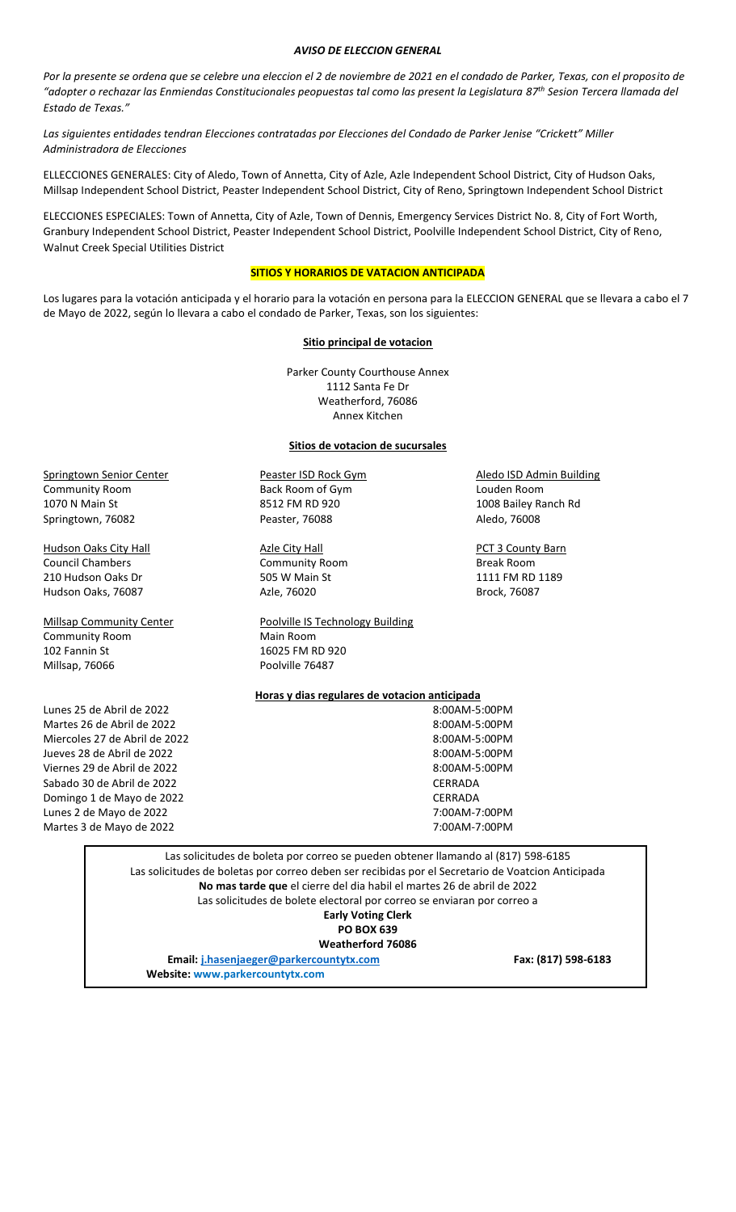### *AVISO DE ELECCION GENERAL*

*Por la presente se ordena que se celebre una eleccion el 2 de noviembre de 2021 en el condado de Parker, Texas, con el proposito de "adopter o rechazar las Enmiendas Constitucionales peopuestas tal como las present la Legislatura 87th Sesion Tercera llamada del Estado de Texas."*

*Las siguientes entidades tendran Elecciones contratadas por Elecciones del Condado de Parker Jenise "Crickett" Miller Administradora de Elecciones*

ELLECCIONES GENERALES: City of Aledo, Town of Annetta, City of Azle, Azle Independent School District, City of Hudson Oaks, Millsap Independent School District, Peaster Independent School District, City of Reno, Springtown Independent School District

ELECCIONES ESPECIALES: Town of Annetta, City of Azle, Town of Dennis, Emergency Services District No. 8, City of Fort Worth, Granbury Independent School District, Peaster Independent School District, Poolville Independent School District, City of Reno, Walnut Creek Special Utilities District

**SITIOS Y HORARIOS DE VATACION ANTICIPADA**

Los lugares para la votación anticipada y el horario para la votación en persona para la ELECCION GENERAL que se llevara a cabo el 7 de Mayo de 2022, según lo llevara a cabo el condado de Parker, Texas, son los siguientes:

**Sitio principal de votacion**

Parker County Courthouse Annex
1112 Santa Fe Dr
Weatherford, 76086
Annex Kitchen

**Sitios de votacion de sucursales**

Springtown Senior Center
Community Room
1070 N Main St
Springtown, 76082

Peaster ISD Rock Gym
Back Room of Gym
8512 FM RD 920
Peaster, 76088

Aledo ISD Admin Building
Louden Room
1008 Bailey Ranch Rd
Aledo, 76008

Hudson Oaks City Hall
Council Chambers
210 Hudson Oaks Dr
Hudson Oaks, 76087

Azle City Hall
Community Room
505 W Main St
Azle, 76020

PCT 3 County Barn
Break Room
1111 FM RD 1189
Brock, 76087

Millsap Community Center
Community Room
102 Fannin St
Millsap, 76066

Poolville IS Technology Building
Main Room
16025 FM RD 920
Poolville 76487

**Horas y dias regulares de votacion anticipada**

| | |
|---|---|
| Lunes 25 de Abril de 2022 | 8:00AM-5:00PM |
| Martes 26 de Abril de 2022 | 8:00AM-5:00PM |
| Miercoles 27 de Abril de 2022 | 8:00AM-5:00PM |
| Jueves 28 de Abril de 2022 | 8:00AM-5:00PM |
| Viernes 29 de Abril de 2022 | 8:00AM-5:00PM |
| Sabado 30 de Abril de 2022 | CERRADA |
| Domingo 1 de Mayo de 2022 | CERRADA |
| Lunes 2 de Mayo de 2022 | 7:00AM-7:00PM |
| Martes 3 de Mayo de 2022 | 7:00AM-7:00PM |

Las solicitudes de boleta por correo se pueden obtener llamando al (817) 598-6185
Las solicitudes de boletas por correo deben ser recibidas por el Secretario de Voatcion Anticipada
**No mas tarde que** el cierre del dia habil el martes 26 de abril de 2022
Las solicitudes de bolete electoral por correo se enviaran por correo a

**Early Voting Clerk**
**PO BOX 639**
**Weatherford 76086**

**Email: j.hasenjaeger@parkercountytx.com** **Fax: (817) 598-6183**

**Website: www.parkercountytx.com**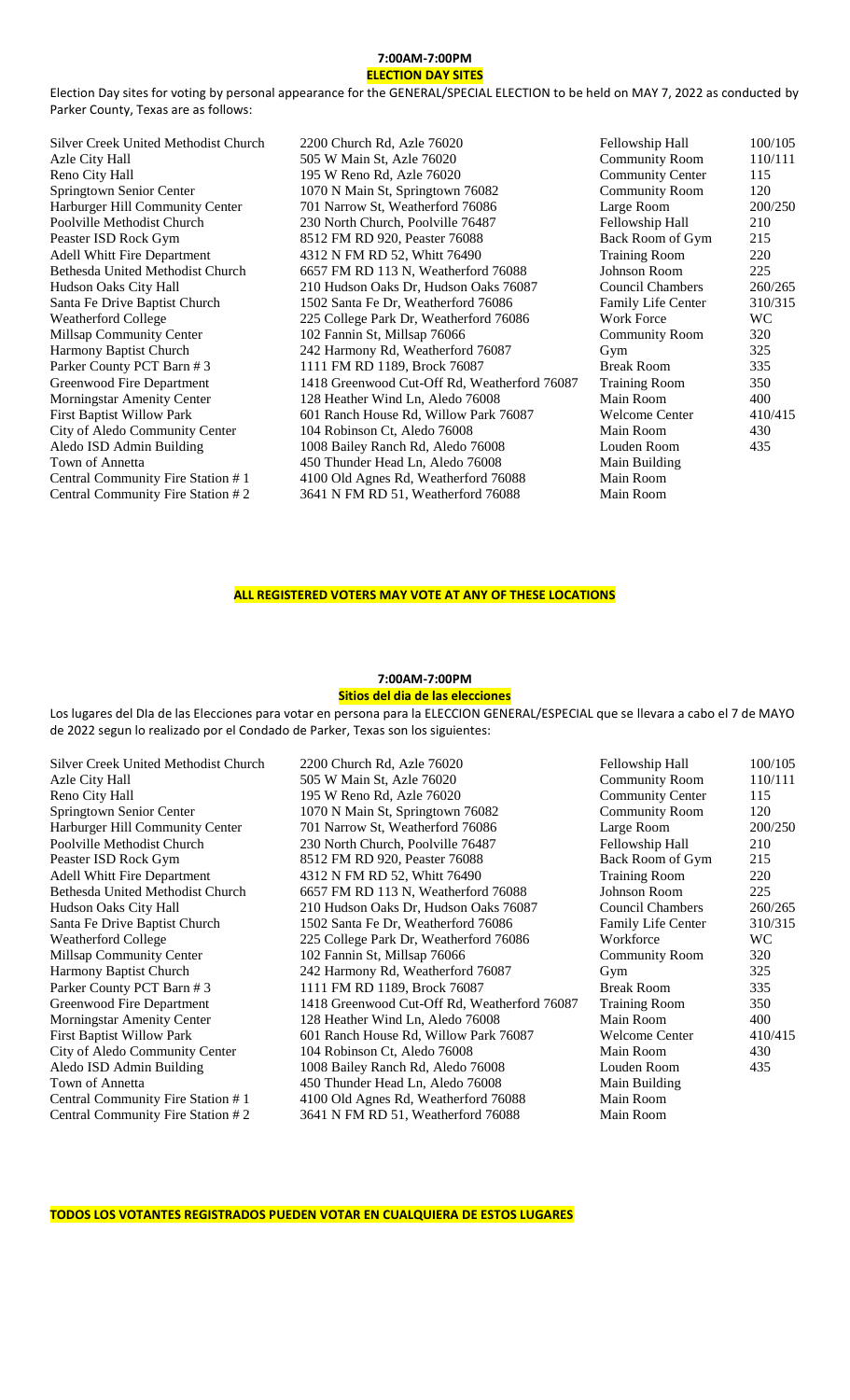**7:00AM-7:00PM**

**ELECTION DAY SITES**

Election Day sites for voting by personal appearance for the GENERAL/SPECIAL ELECTION to be held on MAY 7, 2022 as conducted by Parker County, Texas are as follows:

| | | | |
|---|---|---|---|
| Silver Creek United Methodist Church | 2200 Church Rd, Azle 76020 | Fellowship Hall | 100/105 |
| Azle City Hall | 505 W Main St, Azle 76020 | Community Room | 110/111 |
| Reno City Hall | 195 W Reno Rd, Azle 76020 | Community Center | 115 |
| Springtown Senior Center | 1070 N Main St, Springtown 76082 | Community Room | 120 |
| Harburger Hill Community Center | 701 Narrow St, Weatherford 76086 | Large Room | 200/250 |
| Poolville Methodist Church | 230 North Church, Poolville 76487 | Fellowship Hall | 210 |
| Peaster ISD Rock Gym | 8512 FM RD 920, Peaster 76088 | Back Room of Gym | 215 |
| Adell Whitt Fire Department | 4312 N FM RD 52, Whitt 76490 | Training Room | 220 |
| Bethesda United Methodist Church | 6657 FM RD 113 N, Weatherford 76088 | Johnson Room | 225 |
| Hudson Oaks City Hall | 210 Hudson Oaks Dr, Hudson Oaks 76087 | Council Chambers | 260/265 |
| Santa Fe Drive Baptist Church | 1502 Santa Fe Dr, Weatherford 76086 | Family Life Center | 310/315 |
| Weatherford College | 225 College Park Dr, Weatherford 76086 | Work Force | WC |
| Millsap Community Center | 102 Fannin St, Millsap 76066 | Community Room | 320 |
| Harmony Baptist Church | 242 Harmony Rd, Weatherford 76087 | Gym | 325 |
| Parker County PCT Barn # 3 | 1111 FM RD 1189, Brock 76087 | Break Room | 335 |
| Greenwood Fire Department | 1418 Greenwood Cut-Off Rd, Weatherford 76087 | Training Room | 350 |
| Morningstar Amenity Center | 128 Heather Wind Ln, Aledo 76008 | Main Room | 400 |
| First Baptist Willow Park | 601 Ranch House Rd, Willow Park 76087 | Welcome Center | 410/415 |
| City of Aledo Community Center | 104 Robinson Ct, Aledo 76008 | Main Room | 430 |
| Aledo ISD Admin Building | 1008 Bailey Ranch Rd, Aledo 76008 | Louden Room | 435 |
| Town of Annetta | 450 Thunder Head Ln, Aledo 76008 | Main Building | |
| Central Community Fire Station # 1 | 4100 Old Agnes Rd, Weatherford 76088 | Main Room | |
| Central Community Fire Station # 2 | 3641 N FM RD 51, Weatherford 76088 | Main Room | |

**ALL REGISTERED VOTERS MAY VOTE AT ANY OF THESE LOCATIONS**

**7:00AM-7:00PM**

**Sitios del dia de las elecciones**

Los lugares del DIa de las Elecciones para votar en persona para la ELECCION GENERAL/ESPECIAL que se llevara a cabo el 7 de MAYO de 2022 segun lo realizado por el Condado de Parker, Texas son los siguientes:

| | | | |
|---|---|---|---|
| Silver Creek United Methodist Church | 2200 Church Rd, Azle 76020 | Fellowship Hall | 100/105 |
| Azle City Hall | 505 W Main St, Azle 76020 | Community Room | 110/111 |
| Reno City Hall | 195 W Reno Rd, Azle 76020 | Community Center | 115 |
| Springtown Senior Center | 1070 N Main St, Springtown 76082 | Community Room | 120 |
| Harburger Hill Community Center | 701 Narrow St, Weatherford 76086 | Large Room | 200/250 |
| Poolville Methodist Church | 230 North Church, Poolville 76487 | Fellowship Hall | 210 |
| Peaster ISD Rock Gym | 8512 FM RD 920, Peaster 76088 | Back Room of Gym | 215 |
| Adell Whitt Fire Department | 4312 N FM RD 52, Whitt 76490 | Training Room | 220 |
| Bethesda United Methodist Church | 6657 FM RD 113 N, Weatherford 76088 | Johnson Room | 225 |
| Hudson Oaks City Hall | 210 Hudson Oaks Dr, Hudson Oaks 76087 | Council Chambers | 260/265 |
| Santa Fe Drive Baptist Church | 1502 Santa Fe Dr, Weatherford 76086 | Family Life Center | 310/315 |
| Weatherford College | 225 College Park Dr, Weatherford 76086 | Workforce | WC |
| Millsap Community Center | 102 Fannin St, Millsap 76066 | Community Room | 320 |
| Harmony Baptist Church | 242 Harmony Rd, Weatherford 76087 | Gym | 325 |
| Parker County PCT Barn # 3 | 1111 FM RD 1189, Brock 76087 | Break Room | 335 |
| Greenwood Fire Department | 1418 Greenwood Cut-Off Rd, Weatherford 76087 | Training Room | 350 |
| Morningstar Amenity Center | 128 Heather Wind Ln, Aledo 76008 | Main Room | 400 |
| First Baptist Willow Park | 601 Ranch House Rd, Willow Park 76087 | Welcome Center | 410/415 |
| City of Aledo Community Center | 104 Robinson Ct, Aledo 76008 | Main Room | 430 |
| Aledo ISD Admin Building | 1008 Bailey Ranch Rd, Aledo 76008 | Louden Room | 435 |
| Town of Annetta | 450 Thunder Head Ln, Aledo 76008 | Main Building | |
| Central Community Fire Station # 1 | 4100 Old Agnes Rd, Weatherford 76088 | Main Room | |
| Central Community Fire Station # 2 | 3641 N FM RD 51, Weatherford 76088 | Main Room | |

**TODOS LOS VOTANTES REGISTRADOS PUEDEN VOTAR EN CUALQUIERA DE ESTOS LUGARES**